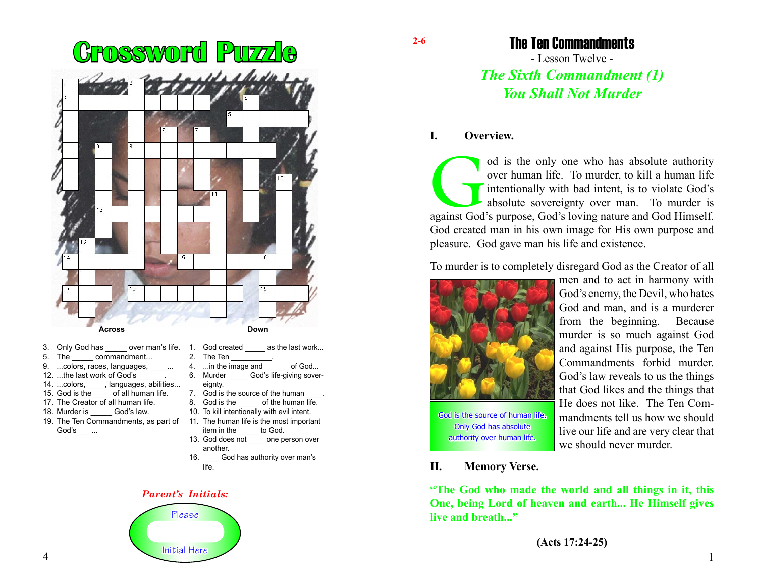# Crossword Puzzle

**Across**

3. Only God has _____ over man's life.
5. The _____ commandment...
9. ...colors, races, languages, _____...
12. ...the last work of God's ______.
14. ...colors, ____, languages, abilities...
15. God is the ____ of all human life.
17. The Creator of all human life.
18. Murder is _____ God's law.
19. The Ten Commandments, as part of God's ___...

**Down**

1. God created _____ as the last work...
2. The Ten __________.
4. ...in the image and ______ of God...
6. Murder _____ God's life-giving sovereignty.
7. God is the source of the human ____.
8. God is the _____ of the human life.
10. To kill intentionally with evil intent.
11. The human life is the most important item in the _____ to God.
13. God does not ____ one person over another.
16. ____ God has authority over man's life.

***Parent's Initials:***

Please

Initial Here

2-6

# The Ten Commandments

- Lesson Twelve -

## *The Sixth Commandment (1)*
## *You Shall Not Murder*

### I. Overview.

God is the only one who has absolute authority over human life. To murder, to kill a human life intentionally with bad intent, is to violate God's absolute sovereignty over man. To murder is against God's purpose, God's loving nature and God Himself. God created man in his own image for His own purpose and pleasure. God gave man his life and existence.

To murder is to completely disregard God as the Creator of all men and to act in harmony with God's enemy, the Devil, who hates God and man, and is a murderer from the beginning. Because murder is so much against God and against His purpose, the Ten Commandments forbid murder. God's law reveals to us the things that God likes and the things that He does not like. The Ten Commandments tell us how we should live our life and are very clear that we should never murder.

God is the source of human life. Only God has absolute authority over human life.

### II. Memory Verse.

**"The God who made the world and all things in it, this One, being Lord of heaven and earth... He Himself gives live and breath..."**

**(Acts 17:24-25)**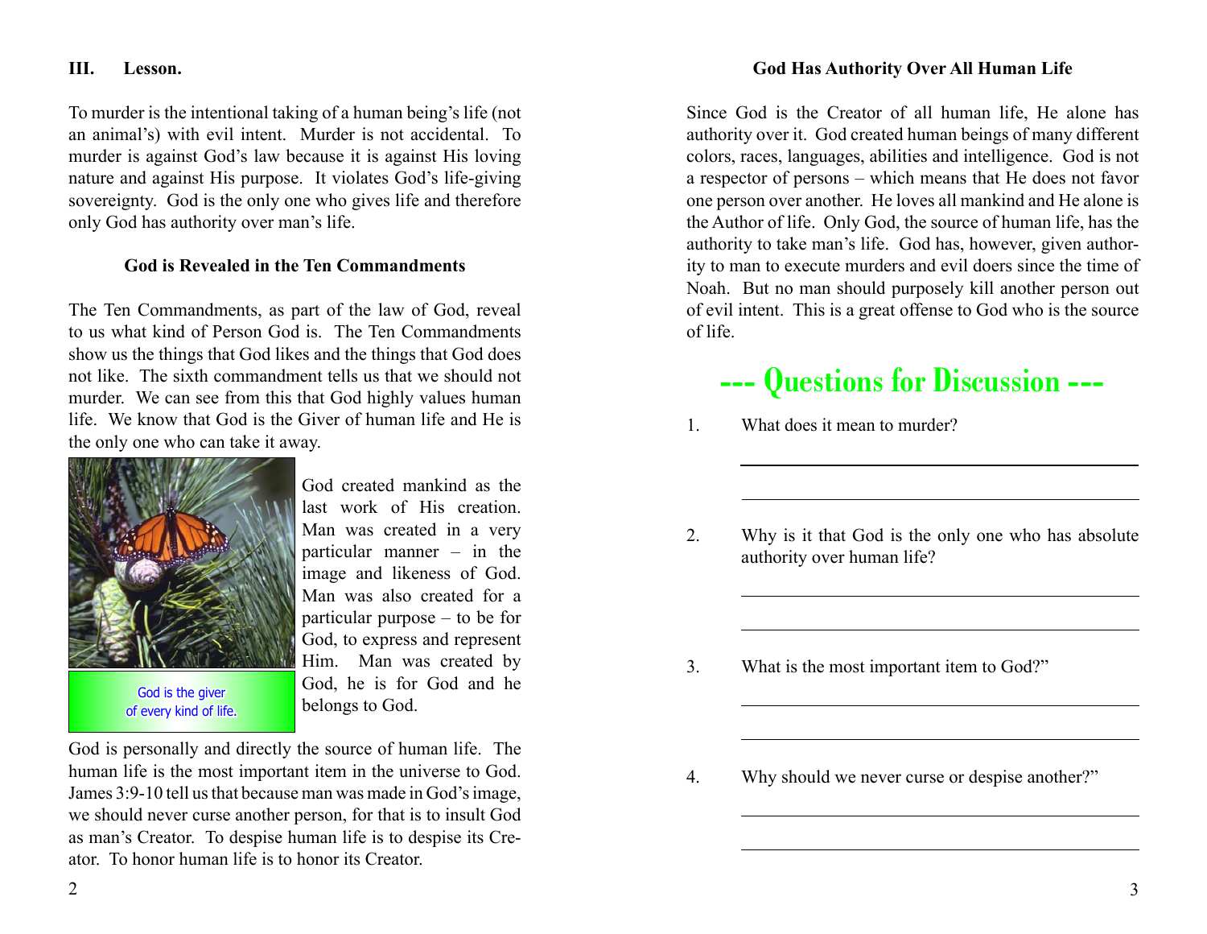## III. Lesson.

To murder is the intentional taking of a human being's life (not an animal's) with evil intent. Murder is not accidental. To murder is against God's law because it is against His loving nature and against His purpose. It violates God's life-giving sovereignty. God is the only one who gives life and therefore only God has authority over man's life.

### God is Revealed in the Ten Commandments

The Ten Commandments, as part of the law of God, reveal to us what kind of Person God is. The Ten Commandments show us the things that God likes and the things that God does not like. The sixth commandment tells us that we should not murder. We can see from this that God highly values human life. We know that God is the Giver of human life and He is the only one who can take it away.

God is the giver of every kind of life.

God created mankind as the last work of His creation. Man was created in a very particular manner – in the image and likeness of God. Man was also created for a particular purpose – to be for God, to express and represent Him. Man was created by God, he is for God and he belongs to God.

God is personally and directly the source of human life. The human life is the most important item in the universe to God. James 3:9-10 tell us that because man was made in God's image, we should never curse another person, for that is to insult God as man's Creator. To despise human life is to despise its Creator. To honor human life is to honor its Creator.

### God Has Authority Over All Human Life

Since God is the Creator of all human life, He alone has authority over it. God created human beings of many different colors, races, languages, abilities and intelligence. God is not a respector of persons – which means that He does not favor one person over another. He loves all mankind and He alone is the Author of life. Only God, the source of human life, has the authority to take man's life. God has, however, given authority to man to execute murders and evil doers since the time of Noah. But no man should purposely kill another person out of evil intent. This is a great offense to God who is the source of life.

## --- Questions for Discussion ---

1. What does it mean to murder?

\_\_\_\_\_\_\_\_\_\_\_\_\_\_\_\_\_\_\_\_\_\_\_\_\_\_\_\_\_\_\_\_\_\_\_\_\_\_\_\_

\_\_\_\_\_\_\_\_\_\_\_\_\_\_\_\_\_\_\_\_\_\_\_\_\_\_\_\_\_\_\_\_\_\_\_\_\_\_\_\_

2. Why is it that God is the only one who has absolute authority over human life?

\_\_\_\_\_\_\_\_\_\_\_\_\_\_\_\_\_\_\_\_\_\_\_\_\_\_\_\_\_\_\_\_\_\_\_\_\_\_\_\_

\_\_\_\_\_\_\_\_\_\_\_\_\_\_\_\_\_\_\_\_\_\_\_\_\_\_\_\_\_\_\_\_\_\_\_\_\_\_\_\_

3. What is the most important item to God?"

\_\_\_\_\_\_\_\_\_\_\_\_\_\_\_\_\_\_\_\_\_\_\_\_\_\_\_\_\_\_\_\_\_\_\_\_\_\_\_\_

\_\_\_\_\_\_\_\_\_\_\_\_\_\_\_\_\_\_\_\_\_\_\_\_\_\_\_\_\_\_\_\_\_\_\_\_\_\_\_\_

4. Why should we never curse or despise another?"

\_\_\_\_\_\_\_\_\_\_\_\_\_\_\_\_\_\_\_\_\_\_\_\_\_\_\_\_\_\_\_\_\_\_\_\_\_\_\_\_

\_\_\_\_\_\_\_\_\_\_\_\_\_\_\_\_\_\_\_\_\_\_\_\_\_\_\_\_\_\_\_\_\_\_\_\_\_\_\_\_